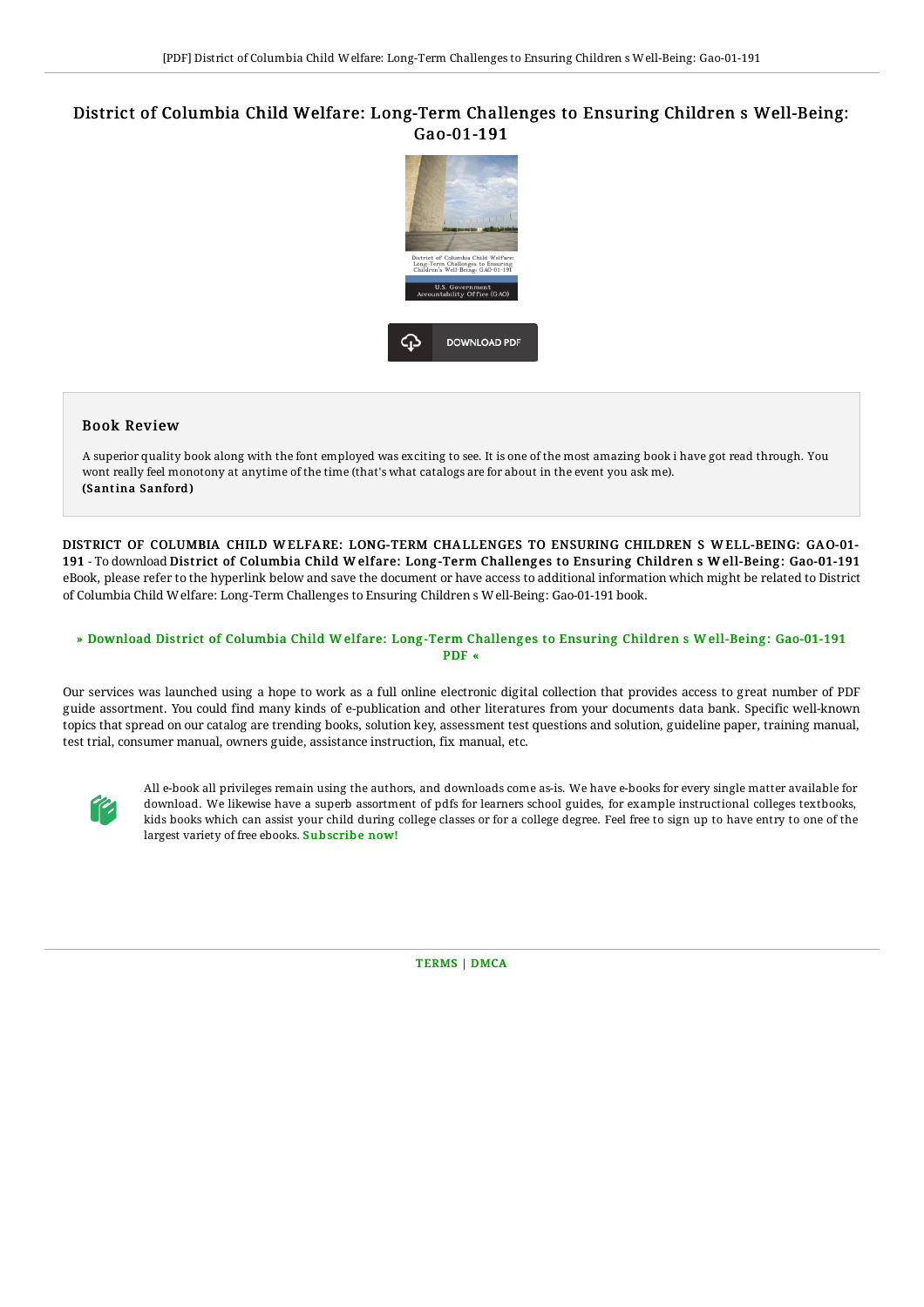# District of Columbia Child Welfare: Long-Term Challenges to Ensuring Children s Well-Being: Gao-01-191

DOWNLOAD PDF

## Book Review

A superior quality book along with the font employed was exciting to see. It is one of the most amazing book i have got read through. You wont really feel monotony at anytime of the time (that's what catalogs are for about in the event you ask me).
**(Santina Sanford)**

**DISTRICT OF COLUMBIA CHILD WELFARE: LONG-TERM CHALLENGES TO ENSURING CHILDREN S WELL-BEING: GAO-01-191** - To download **District of Columbia Child Welfare: Long-Term Challenges to Ensuring Children s Well-Being: Gao-01-191** eBook, please refer to the hyperlink below and save the document or have access to additional information which might be related to District of Columbia Child Welfare: Long-Term Challenges to Ensuring Children s Well-Being: Gao-01-191 book.

**» Download District of Columbia Child Welfare: Long-Term Challenges to Ensuring Children s Well-Being: Gao-01-191 PDF «**

Our services was launched using a hope to work as a full online electronic digital collection that provides access to great number of PDF guide assortment. You could find many kinds of e-publication and other literatures from your documents data bank. Specific well-known topics that spread on our catalog are trending books, solution key, assessment test questions and solution, guideline paper, training manual, test trial, consumer manual, owners guide, assistance instruction, fix manual, etc.

All e-book all privileges remain using the authors, and downloads come as-is. We have e-books for every single matter available for download. We likewise have a superb assortment of pdfs for learners school guides, for example instructional colleges textbooks, kids books which can assist your child during college classes or for a college degree. Feel free to sign up to have entry to one of the largest variety of free ebooks. **Subscribe now!**

TERMS | DMCA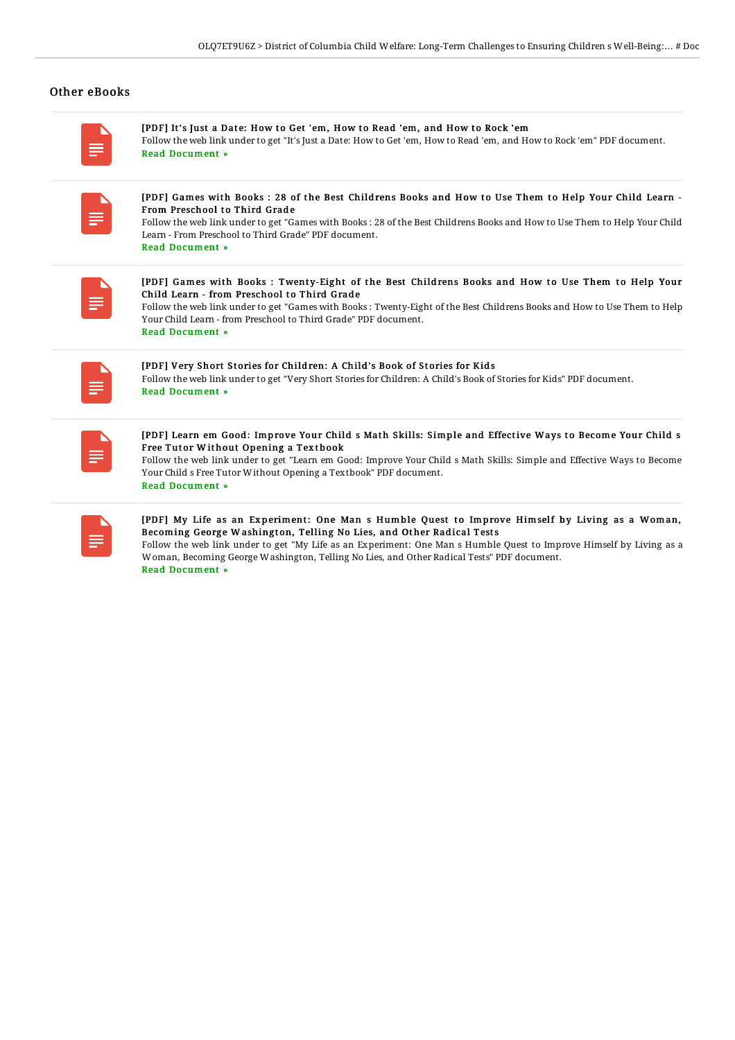## Other eBooks

**[PDF] It's Just a Date: How to Get 'em, How to Read 'em, and How to Rock 'em**
Follow the web link under to get "It's Just a Date: How to Get 'em, How to Read 'em, and How to Rock 'em" PDF document.
Read Document »

**[PDF] Games with Books : 28 of the Best Childrens Books and How to Use Them to Help Your Child Learn - From Preschool to Third Grade**
Follow the web link under to get "Games with Books : 28 of the Best Childrens Books and How to Use Them to Help Your Child Learn - From Preschool to Third Grade" PDF document.
Read Document »

**[PDF] Games with Books : Twenty-Eight of the Best Childrens Books and How to Use Them to Help Your Child Learn - from Preschool to Third Grade**
Follow the web link under to get "Games with Books : Twenty-Eight of the Best Childrens Books and How to Use Them to Help Your Child Learn - from Preschool to Third Grade" PDF document.
Read Document »

**[PDF] Very Short Stories for Children: A Child's Book of Stories for Kids**
Follow the web link under to get "Very Short Stories for Children: A Child's Book of Stories for Kids" PDF document.
Read Document »

**[PDF] Learn em Good: Improve Your Child s Math Skills: Simple and Effective Ways to Become Your Child s Free Tutor Without Opening a Textbook**
Follow the web link under to get "Learn em Good: Improve Your Child s Math Skills: Simple and Effective Ways to Become Your Child s Free Tutor Without Opening a Textbook" PDF document.
Read Document »

**[PDF] My Life as an Experiment: One Man s Humble Quest to Improve Himself by Living as a Woman, Becoming George Washington, Telling No Lies, and Other Radical Tests**
Follow the web link under to get "My Life as an Experiment: One Man s Humble Quest to Improve Himself by Living as a Woman, Becoming George Washington, Telling No Lies, and Other Radical Tests" PDF document.
Read Document »